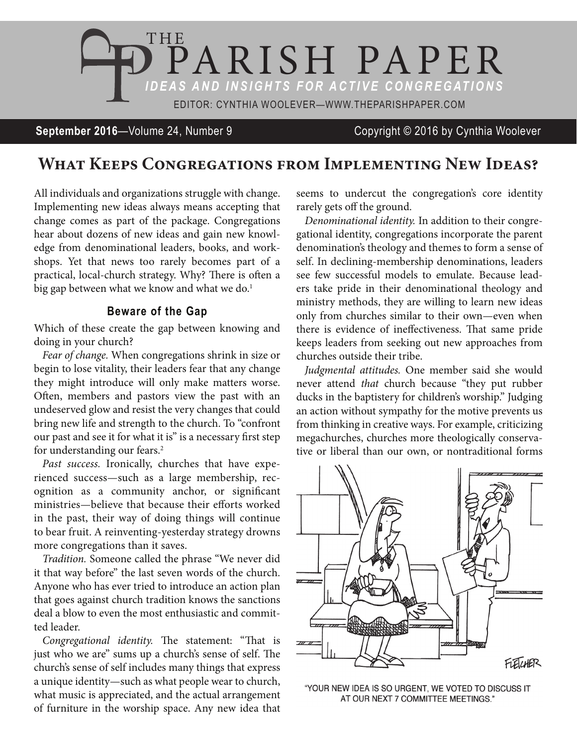# THE PARISH PAPER

*IDEAS AND INSIGHTS FOR ACTIVE CONGREGATIONS*

EDITOR: CYNTHIA WOOLEVER—WWW.THEPARISHPAPER.COM

**September 2016**—Volume 24, Number 9 Copyright © 2016 by Cynthia Woolever

## What Keeps Congregations from Implementing New Ideas?

All individuals and organizations struggle with change. Implementing new ideas always means accepting that change comes as part of the package. Congregations hear about dozens of new ideas and gain new knowledge from denominational leaders, books, and workshops. Yet that news too rarely becomes part of a practical, local-church strategy. Why? There is often a big gap between what we know and what we do.[1]

### Beware of the Gap

Which of these create the gap between knowing and doing in your church?

*Fear of change.* When congregations shrink in size or begin to lose vitality, their leaders fear that any change they might introduce will only make matters worse. Often, members and pastors view the past with an undeserved glow and resist the very changes that could bring new life and strength to the church. To "confront our past and see it for what it is" is a necessary first step for understanding our fears.[2]

*Past success.* Ironically, churches that have experienced success—such as a large membership, recognition as a community anchor, or significant ministries—believe that because their efforts worked in the past, their way of doing things will continue to bear fruit. A reinventing-yesterday strategy drowns more congregations than it saves.

*Tradition.* Someone called the phrase "We never did it that way before" the last seven words of the church. Anyone who has ever tried to introduce an action plan that goes against church tradition knows the sanctions deal a blow to even the most enthusiastic and committed leader.

*Congregational identity.* The statement: "That is just who we are" sums up a church's sense of self. The church's sense of self includes many things that express a unique identity—such as what people wear to church, what music is appreciated, and the actual arrangement of furniture in the worship space. Any new idea that seems to undercut the congregation's core identity rarely gets off the ground.

*Denominational identity.* In addition to their congregational identity, congregations incorporate the parent denomination's theology and themes to form a sense of self. In declining-membership denominations, leaders see few successful models to emulate. Because leaders take pride in their denominational theology and ministry methods, they are willing to learn new ideas only from churches similar to their own—even when there is evidence of ineffectiveness. That same pride keeps leaders from seeking out new approaches from churches outside their tribe.

*Judgmental attitudes.* One member said she would never attend *that* church because "they put rubber ducks in the baptistery for children's worship." Judging an action without sympathy for the motive prevents us from thinking in creative ways. For example, criticizing megachurches, churches more theologically conservative or liberal than our own, or nontraditional forms

"YOUR NEW IDEA IS SO URGENT, WE VOTED TO DISCUSS IT AT OUR NEXT 7 COMMITTEE MEETINGS."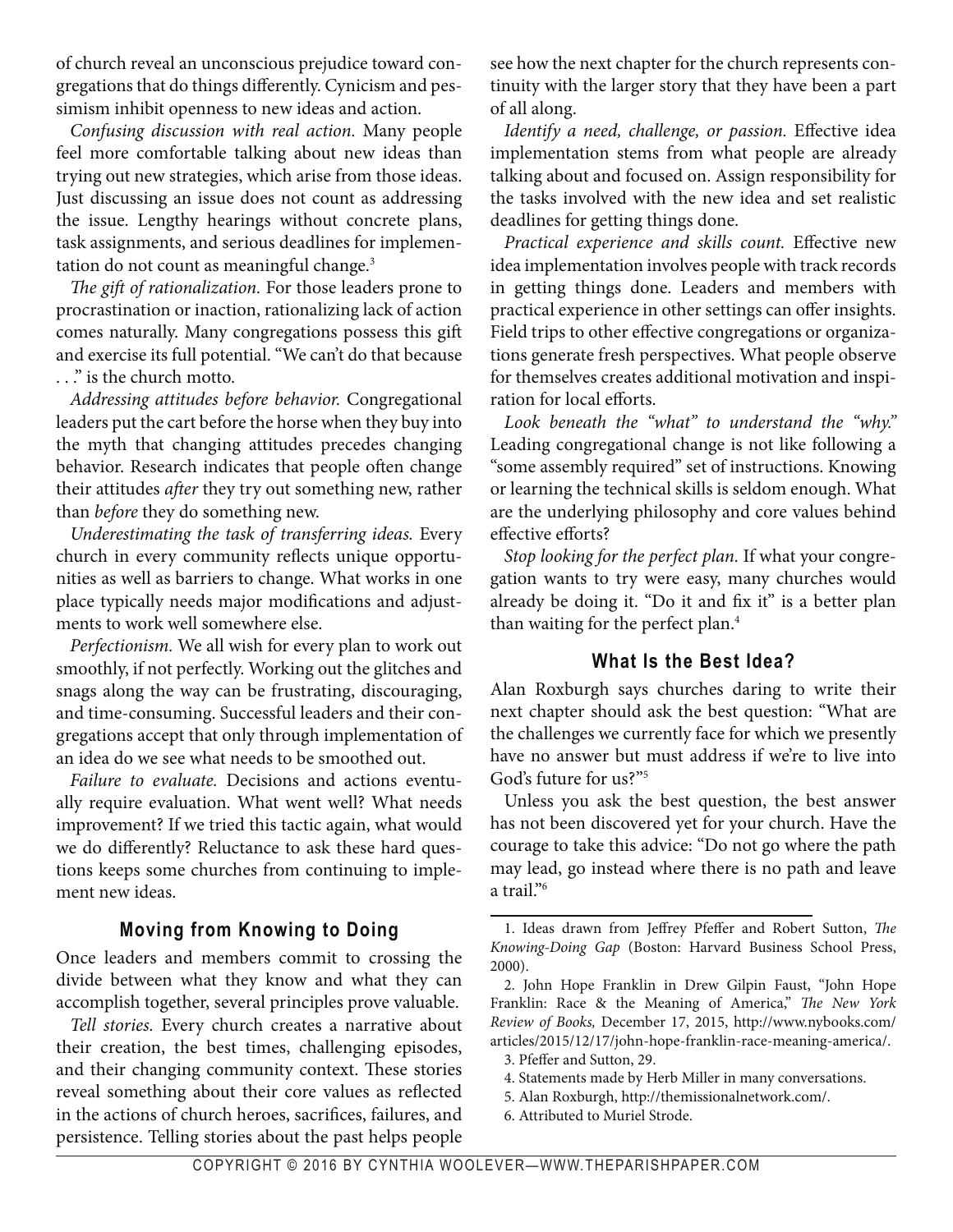of church reveal an unconscious prejudice toward congregations that do things differently. Cynicism and pessimism inhibit openness to new ideas and action.

*Confusing discussion with real action.* Many people feel more comfortable talking about new ideas than trying out new strategies, which arise from those ideas. Just discussing an issue does not count as addressing the issue. Lengthy hearings without concrete plans, task assignments, and serious deadlines for implementation do not count as meaningful change.[3]

*The gift of rationalization.* For those leaders prone to procrastination or inaction, rationalizing lack of action comes naturally. Many congregations possess this gift and exercise its full potential. "We can't do that because . . ." is the church motto.

*Addressing attitudes before behavior.* Congregational leaders put the cart before the horse when they buy into the myth that changing attitudes precedes changing behavior. Research indicates that people often change their attitudes *after* they try out something new, rather than *before* they do something new.

*Underestimating the task of transferring ideas.* Every church in every community reflects unique opportunities as well as barriers to change. What works in one place typically needs major modifications and adjustments to work well somewhere else.

*Perfectionism.* We all wish for every plan to work out smoothly, if not perfectly. Working out the glitches and snags along the way can be frustrating, discouraging, and time-consuming. Successful leaders and their congregations accept that only through implementation of an idea do we see what needs to be smoothed out.

*Failure to evaluate.* Decisions and actions eventually require evaluation. What went well? What needs improvement? If we tried this tactic again, what would we do differently? Reluctance to ask these hard questions keeps some churches from continuing to implement new ideas.

## Moving from Knowing to Doing

Once leaders and members commit to crossing the divide between what they know and what they can accomplish together, several principles prove valuable.

*Tell stories.* Every church creates a narrative about their creation, the best times, challenging episodes, and their changing community context. These stories reveal something about their core values as reflected in the actions of church heroes, sacrifices, failures, and persistence. Telling stories about the past helps people see how the next chapter for the church represents continuity with the larger story that they have been a part of all along.

*Identify a need, challenge, or passion.* Effective idea implementation stems from what people are already talking about and focused on. Assign responsibility for the tasks involved with the new idea and set realistic deadlines for getting things done.

*Practical experience and skills count.* Effective new idea implementation involves people with track records in getting things done. Leaders and members with practical experience in other settings can offer insights. Field trips to other effective congregations or organizations generate fresh perspectives. What people observe for themselves creates additional motivation and inspiration for local efforts.

*Look beneath the "what" to understand the "why."* Leading congregational change is not like following a "some assembly required" set of instructions. Knowing or learning the technical skills is seldom enough. What are the underlying philosophy and core values behind effective efforts?

*Stop looking for the perfect plan.* If what your congregation wants to try were easy, many churches would already be doing it. "Do it and fix it" is a better plan than waiting for the perfect plan.[4]

## What Is the Best Idea?

Alan Roxburgh says churches daring to write their next chapter should ask the best question: "What are the challenges we currently face for which we presently have no answer but must address if we're to live into God's future for us?"[5]

Unless you ask the best question, the best answer has not been discovered yet for your church. Have the courage to take this advice: "Do not go where the path may lead, go instead where there is no path and leave a trail."[6]

---

1. Ideas drawn from Jeffrey Pfeffer and Robert Sutton, *The Knowing-Doing Gap* (Boston: Harvard Business School Press, 2000).
2. John Hope Franklin in Drew Gilpin Faust, "John Hope Franklin: Race & the Meaning of America," *The New York Review of Books,* December 17, 2015, http://www.nybooks.com/articles/2015/12/17/john-hope-franklin-race-meaning-america/.
3. Pfeffer and Sutton, 29.
4. Statements made by Herb Miller in many conversations.
5. Alan Roxburgh, http://themissionalnetwork.com/.
6. Attributed to Muriel Strode.

COPYRIGHT © 2016 BY CYNTHIA WOOLEVER—WWW.THEPARISHPAPER.COM